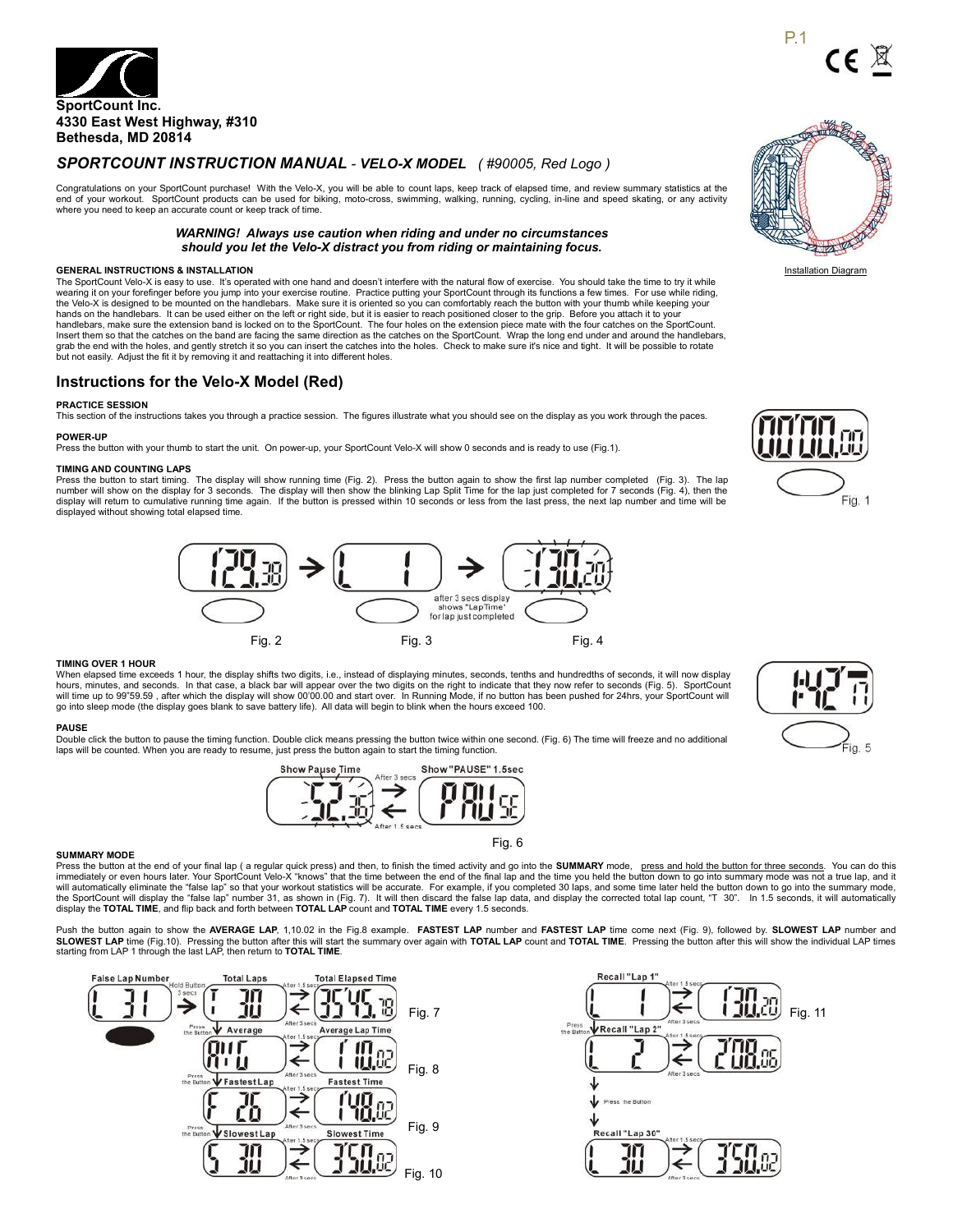**SportCount Inc.**
**4330 East West Highway, #310**
**Bethesda, MD 20814**

## *SPORTCOUNT INSTRUCTION MANUAL - VELO-X MODEL ( #90005, Red Logo )*

Congratulations on your SportCount purchase! With the Velo-X, you will be able to count laps, keep track of elapsed time, and review summary statistics at the end of your workout. SportCount products can be used for biking, moto-cross, swimming, walking, running, cycling, in-line and speed skating, or any activity where you need to keep an accurate count or keep track of time.

***WARNING! Always use caution when riding and under no circumstances should you let the Velo-X distract you from riding or maintaining focus.***

Installation Diagram

**GENERAL INSTRUCTIONS & INSTALLATION**

The SportCount Velo-X is easy to use. It's operated with one hand and doesn't interfere with the natural flow of exercise. You should take the time to try it while wearing it on your forefinger before you jump into your exercise routine. Practice putting your SportCount through its functions a few times. For use while riding, the Velo-X is designed to be mounted on the handlebars. Make sure it is oriented so you can comfortably reach the button with your thumb while keeping your hands on the handlebars. It can be used either on the left or right side, but it is easier to reach positioned closer to the grip. Before you attach it to your handlebars, make sure the extension band is locked on to the SportCount. The four holes on the extension piece mate with the four catches on the SportCount. Insert them so that the catches on the band are facing the same direction as the catches on the SportCount. Wrap the long end under and around the handlebars, grab the end with the holes, and gently stretch it so you can insert the catches into the holes. Check to make sure it's nice and tight. It will be possible to rotate but not easily. Adjust the fit it by removing it and reattaching it into different holes.

## Instructions for the Velo-X Model (Red)

**PRACTICE SESSION**

This section of the instructions takes you through a practice session. The figures illustrate what you should see on the display as you work through the paces.

**POWER-UP**

Press the button with your thumb to start the unit. On power-up, your SportCount Velo-X will show 0 seconds and is ready to use (Fig.1).

Fig. 1

**TIMING AND COUNTING LAPS**

Press the button to start timing. The display will show running time (Fig. 2). Press the button again to show the first lap number completed (Fig. 3). The lap number will show on the display for 3 seconds. The display will then show the blinking Lap Split Time for the lap just completed for 7 seconds (Fig. 4), then the display will return to cumulative running time again. If the button is pressed within 10 seconds or less from the last press, the next lap number and time will be displayed without showing total elapsed time.

after 3 secs display shows "LapTime" for lap just completed

Fig. 2 Fig. 3 Fig. 4

**TIMING OVER 1 HOUR**

When elapsed time exceeds 1 hour, the display shifts two digits, i.e., instead of displaying minutes, seconds, tenths and hundredths of seconds, it will now display hours, minutes, and seconds. In that case, a black bar will appear over the two digits on the right to indicate that they now refer to seconds (Fig. 5). SportCount will time up to 99"59.59 , after which the display will show 00'00.00 and start over. In Running Mode, if no button has been pushed for 24hrs, your SportCount will go into sleep mode (the display goes blank to save battery life). All data will begin to blink when the hours exceed 100.

Fig. 5

**PAUSE**

Double click the button to pause the timing function. Double click means pressing the button twice within one second. (Fig. 6) The time will freeze and no additional laps will be counted. When you are ready to resume, just press the button again to start the timing function.

Show Pause Time — After 3 secs — Show "PAUSE" 1.5sec — After 1.5 secs

Fig. 6

**SUMMARY MODE**

Press the button at the end of your final lap ( a regular quick press) and then, to finish the timed activity and go into the **SUMMARY** mode, press and hold the button for three seconds. You can do this immediately or even hours later. Your SportCount Velo-X "knows" that the time between the end of the final lap and the time you held the button down to go into summary mode was not a true lap, and it will automatically eliminate the "false lap" so that your workout statistics will be accurate. For example, if you completed 30 laps, and some time later held the button down to go into the summary mode, the SportCount will display the "false lap" number 31, as shown in (Fig. 7). It will then discard the false lap data, and display the corrected total lap count, "T 30". In 1.5 seconds, it will automatically display the **TOTAL TIME**, and flip back and forth between **TOTAL LAP** count and **TOTAL TIME** every 1.5 seconds.

Push the button again to show the **AVERAGE LAP**, 1,10.02 in the Fig.8 example. **FASTEST LAP** number and **FASTEST LAP** time come next (Fig. 9), followed by. **SLOWEST LAP** number and **SLOWEST LAP** time (Fig.10). Pressing the button after this will start the summary over again with **TOTAL LAP** count and **TOTAL TIME**. Pressing the button after this will show the individual LAP times starting from LAP 1 through the last LAP, then return to **TOTAL TIME**.

False Lap Number — Hold Button 3 secs — Total Laps — After 1.5 secs / After 3 secs — Total Elapsed Time

Fig. 7

Press the Button — Average — Average Lap Time

Fig. 8

Press the Button — Fastest Lap — Fastest Time

Fig. 9

Press the Button — Slowest Lap — Slowest Time

Fig. 10

Recall "Lap 1" — After 1.5 secs / After 3 secs

Press the Button — Recall "Lap 2"

Press the Button

Recall "Lap 30"

Fig. 11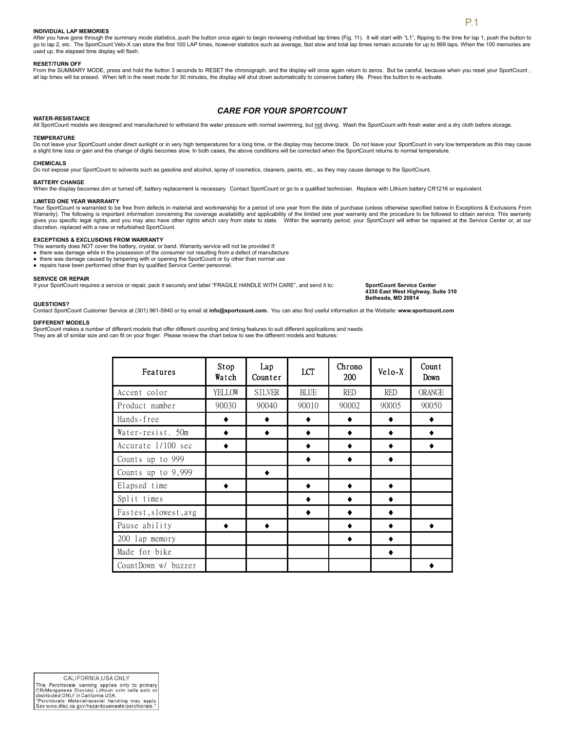**INDIVIDUAL LAP MEMORIES**

After you have gone through the summary mode statistics, push the button once again to begin reviewing individual lap times (Fig. 11). It will start with "L1", flipping to the time for lap 1, push the button to go to lap 2, etc. The SportCount Velo-X can store the first 100 LAP times, however statistics such as average, fast slow and total lap times remain accurate for up to 999 laps. When the 100 memories are used up, the elapsed time display will flash.

**RESET/TURN OFF**

From the SUMMARY MODE, press and hold the button 3 seconds to RESET the chronograph, and the display will once again return to zeros. But be careful, because when you reset your SportCount , all lap times will be erased. When left in the reset mode for 30 minutes, the display will shut down automatically to conserve battery life. Press the button to re-activate.

## *CARE FOR YOUR SPORTCOUNT*

**WATER-RESISTANCE**

All SportCount models are designed and manufactured to withstand the water pressure with normal swimming, but not diving. Wash the SportCount with fresh water and a dry cloth before storage.

**TEMPERATURE**

Do not leave your SportCount under direct sunlight or in very high temperatures for a long time, or the display may become black. Do not leave your SportCount in very low temperature as this may cause a slight time loss or gain and the change of digits becomes slow. In both cases, the above conditions will be corrected when the SportCount returns to normal temperature.

**CHEMICALS**

Do not expose your SportCount to solvents such as gasoline and alcohol, spray of cosmetics, cleaners, paints, etc., as they may cause damage to the SportCount.

**BATTERY CHANGE**

When the display becomes dim or turned off, battery replacement is necessary. Contact SportCount or go to a qualified technician. Replace with Lithium battery CR1216 or equivalent.

**LIMITED ONE YEAR WARRANTY**

Your SportCount is warranted to be free from defects in material and workmanship for a period of one year from the date of purchase (unless otherwise specified below in Exceptions & Exclusions From Warranty). The following is important information concerning the coverage availability and applicability of the limited one year warranty and the procedure to be followed to obtain service. This warranty gives you specific legal rights, and you may also have other rights which vary from state to state. Within the warranty period, your SportCount will either be repaired at the Service Center or, at our discretion, replaced with a new or refurbished SportCount.

**EXCEPTIONS & EXCLUSIONS FROM WARRANTY**

This warranty does NOT cover the battery, crystal, or band. Warranty service will not be provided if:

- there was damage while in the possession of the consumer not resulting from a defect of manufacture
- there was damage caused by tampering with or opening the SportCount or by other than normal use
- repairs have been performed other than by qualified Service Center personnel.

**SERVICE OR REPAIR**

If your SportCount requires a service or repair, pack it securely and label "FRAGILE HANDLE WITH CARE", and send it to:

**SportCount Service Center**
**4330 East West Highway, Suite 310**
**Bethesda, MD 20814**

**QUESTIONS?**

Contact SportCount Customer Service at (301) 961-5940 or by email at **info@sportcount.com.** You can also find useful information at the Website: **www.sportcount.com**

**DIFFERENT MODELS**

SportCount makes a number of different models that offer different counting and timing features to suit different applications and needs.
They are all of similar size and can fit on your finger. Please review the chart below to see the different models and features:

| Features | Stop Watch | Lap Counter | LCT | Chrono 200 | Velo-X | Count Down |
|---|---|---|---|---|---|---|
| Accent color | YELLOW | SILVER | BLUE | RED | RED | ORANGE |
| Product number | 90030 | 90040 | 90010 | 90002 | 90005 | 90050 |
| Hands-free | ♦ | ♦ | ♦ | ♦ | ♦ | ♦ |
| Water-resist. 50m | ♦ | ♦ | ♦ | ♦ | ♦ | ♦ |
| Accurate 1/100 sec | ♦ | | ♦ | ♦ | ♦ | ♦ |
| Counts up to 999 | | | ♦ | ♦ | ♦ | |
| Counts up to 9,999 | | ♦ | | | | |
| Elapsed time | ♦ | | ♦ | ♦ | ♦ | |
| Split times | | | ♦ | ♦ | ♦ | |
| Fastest,slowest,avg | | | ♦ | ♦ | ♦ | |
| Pause ability | ♦ | ♦ | | ♦ | ♦ | ♦ |
| 200 lap memory | | | | ♦ | ♦ | |
| Made for bike | | | | | ♦ | |
| CountDown w/ buzzer | | | | | | ♦ |

CALIFORNIA,USA ONLY
This Perchlorate warning applies only to primary CR(Manganese Dioxide) Lithium coin cells sold or distributed ONLY in California USA.
"Perchlorate Material-special handling may apply. See www.dtsc.ca.gov/hazardouswaste/perchlorate."